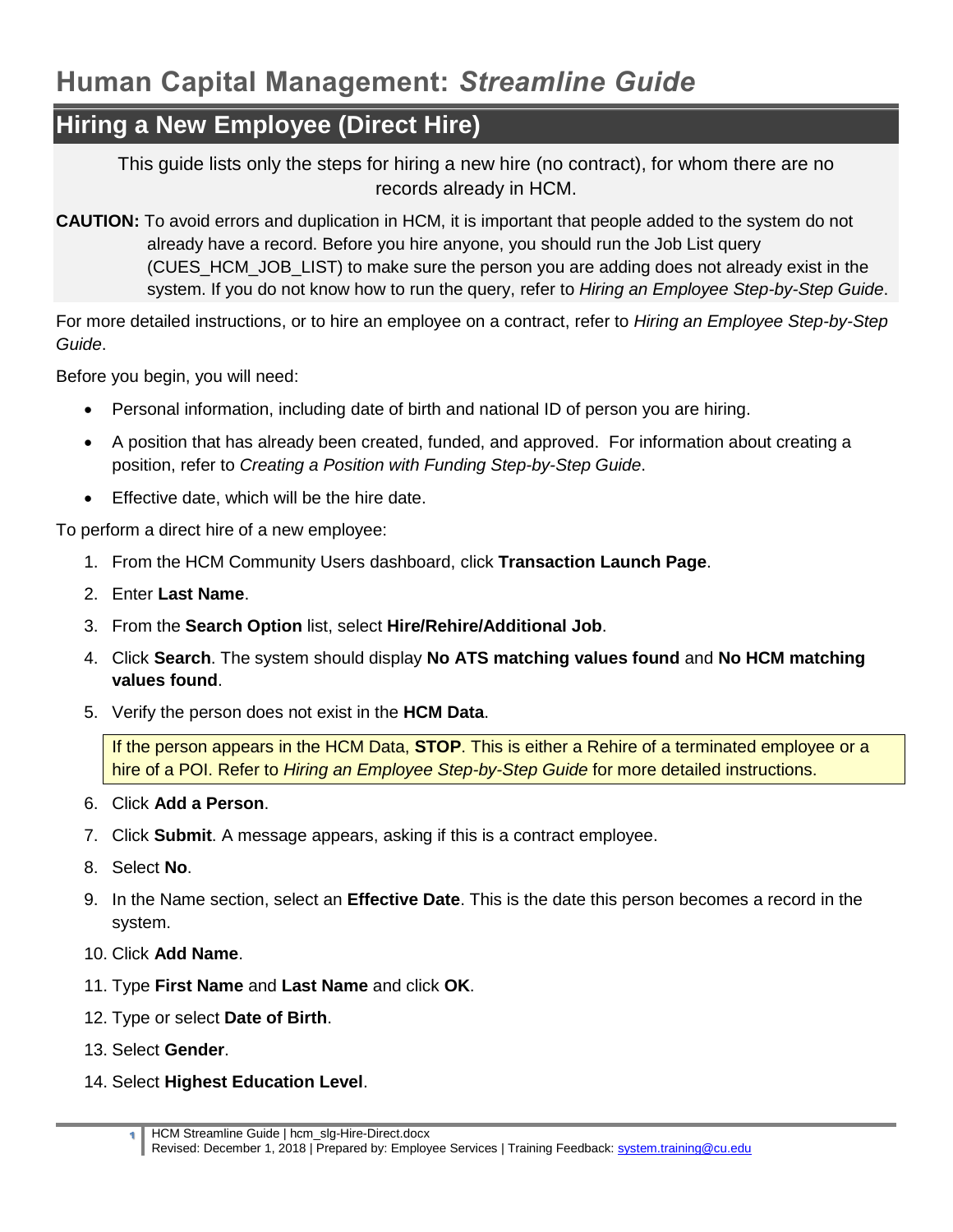# Human Capital Management: *Streamline Guide*

## Hiring a New Employee (Direct Hire)

This guide lists only the steps for hiring a new hire (no contract), for whom there are no records already in HCM.

**CAUTION:** To avoid errors and duplication in HCM, it is important that people added to the system do not already have a record. Before you hire anyone, you should run the Job List query (CUES_HCM_JOB_LIST) to make sure the person you are adding does not already exist in the system. If you do not know how to run the query, refer to *Hiring an Employee Step-by-Step Guide*.

For more detailed instructions, or to hire an employee on a contract, refer to *Hiring an Employee Step-by-Step Guide*.

Before you begin, you will need:

- Personal information, including date of birth and national ID of person you are hiring.
- A position that has already been created, funded, and approved. For information about creating a position, refer to *Creating a Position with Funding Step-by-Step Guide*.
- Effective date, which will be the hire date.

To perform a direct hire of a new employee:

1. From the HCM Community Users dashboard, click **Transaction Launch Page**.
2. Enter **Last Name**.
3. From the **Search Option** list, select **Hire/Rehire/Additional Job**.
4. Click **Search**. The system should display **No ATS matching values found** and **No HCM matching values found**.
5. Verify the person does not exist in the **HCM Data**.

> If the person appears in the HCM Data, **STOP**. This is either a Rehire of a terminated employee or a hire of a POI. Refer to *Hiring an Employee Step-by-Step Guide* for more detailed instructions.

6. Click **Add a Person**.
7. Click **Submit**. A message appears, asking if this is a contract employee.
8. Select **No**.
9. In the Name section, select an **Effective Date**. This is the date this person becomes a record in the system.
10. Click **Add Name**.
11. Type **First Name** and **Last Name** and click **OK**.
12. Type or select **Date of Birth**.
13. Select **Gender**.
14. Select **Highest Education Level**.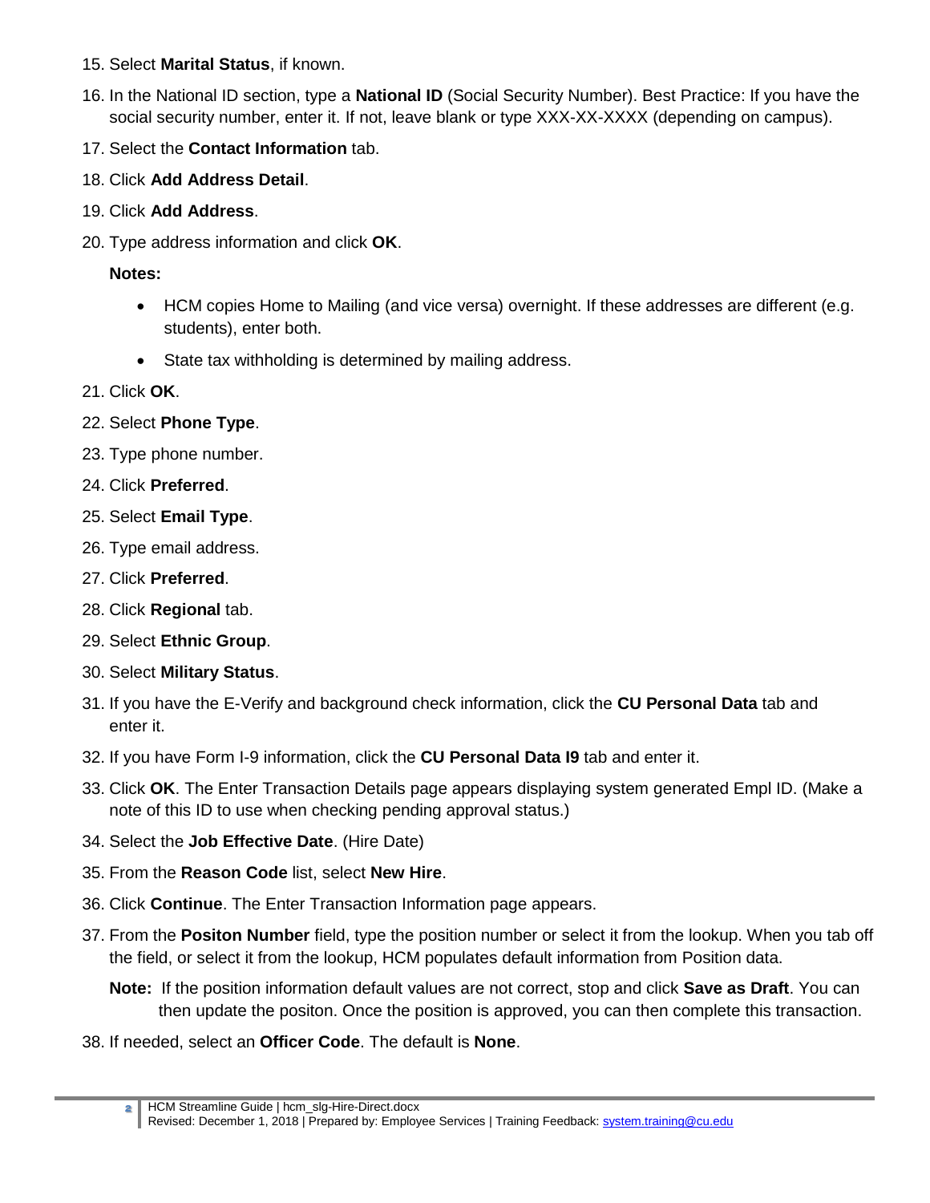15. Select **Marital Status**, if known.
16. In the National ID section, type a **National ID** (Social Security Number). Best Practice: If you have the social security number, enter it. If not, leave blank or type XXX-XX-XXXX (depending on campus).
17. Select the **Contact Information** tab.
18. Click **Add Address Detail**.
19. Click **Add Address**.
20. Type address information and click **OK**.

    **Notes:**

    - HCM copies Home to Mailing (and vice versa) overnight. If these addresses are different (e.g. students), enter both.
    - State tax withholding is determined by mailing address.

21. Click **OK**.
22. Select **Phone Type**.
23. Type phone number.
24. Click **Preferred**.
25. Select **Email Type**.
26. Type email address.
27. Click **Preferred**.
28. Click **Regional** tab.
29. Select **Ethnic Group**.
30. Select **Military Status**.
31. If you have the E-Verify and background check information, click the **CU Personal Data** tab and enter it.
32. If you have Form I-9 information, click the **CU Personal Data I9** tab and enter it.
33. Click **OK**. The Enter Transaction Details page appears displaying system generated Empl ID. (Make a note of this ID to use when checking pending approval status.)
34. Select the **Job Effective Date**. (Hire Date)
35. From the **Reason Code** list, select **New Hire**.
36. Click **Continue**. The Enter Transaction Information page appears.
37. From the **Positon Number** field, type the position number or select it from the lookup. When you tab off the field, or select it from the lookup, HCM populates default information from Position data.

    **Note:** If the position information default values are not correct, stop and click **Save as Draft**. You can then update the positon. Once the position is approved, you can then complete this transaction.

38. If needed, select an **Officer Code**. The default is **None**.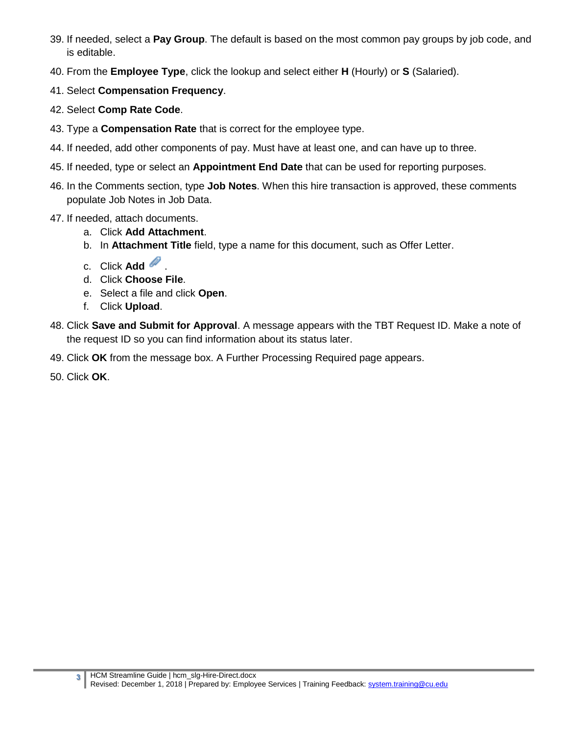39. If needed, select a **Pay Group**. The default is based on the most common pay groups by job code, and is editable.
40. From the **Employee Type**, click the lookup and select either **H** (Hourly) or **S** (Salaried).
41. Select **Compensation Frequency**.
42. Select **Comp Rate Code**.
43. Type a **Compensation Rate** that is correct for the employee type.
44. If needed, add other components of pay. Must have at least one, and can have up to three.
45. If needed, type or select an **Appointment End Date** that can be used for reporting purposes.
46. In the Comments section, type **Job Notes**. When this hire transaction is approved, these comments populate Job Notes in Job Data.
47. If needed, attach documents.
    a. Click **Add Attachment**.
    b. In **Attachment Title** field, type a name for this document, such as Offer Letter.
    c. Click **Add** .
    d. Click **Choose File**.
    e. Select a file and click **Open**.
    f. Click **Upload**.
48. Click **Save and Submit for Approval**. A message appears with the TBT Request ID. Make a note of the request ID so you can find information about its status later.
49. Click **OK** from the message box. A Further Processing Required page appears.
50. Click **OK**.